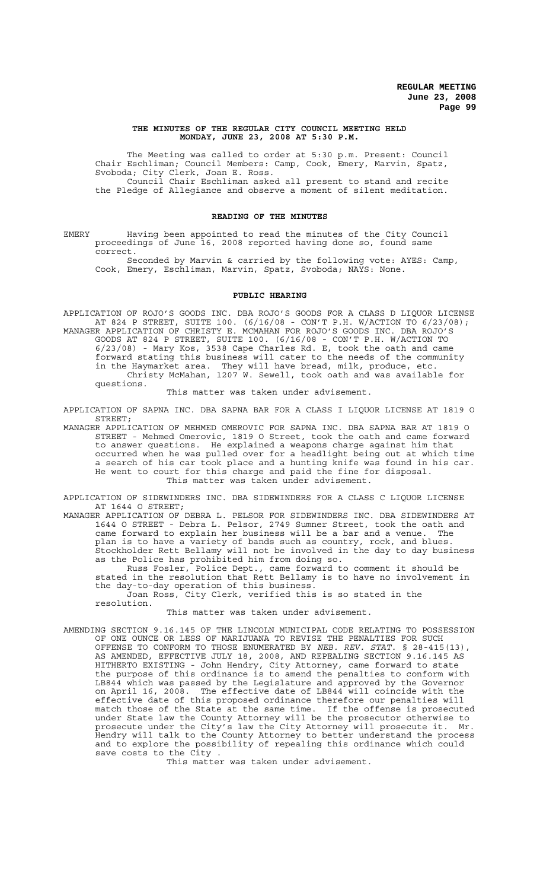**THE MINUTES OF THE REGULAR CITY COUNCIL MEETING HELD MONDAY, JUNE 23, 2008 AT 5:30 P.M.**

The Meeting was called to order at 5:30 p.m. Present: Council Chair Eschliman; Council Members: Camp, Cook, Emery, Marvin, Spatz, Svoboda; City Clerk, Joan E. Ross.

Council Chair Eschliman asked all present to stand and recite the Pledge of Allegiance and observe a moment of silent meditation.

**READING OF THE MINUTES**

EMERY Having been appointed to read the minutes of the City Council proceedings of June 16, 2008 reported having done so, found same correct.

Seconded by Marvin & carried by the following vote: AYES: Camp, Cook, Emery, Eschliman, Marvin, Spatz, Svoboda; NAYS: None.

**PUBLIC HEARING**

APPLICATION OF ROJO'S GOODS INC. DBA ROJO'S GOODS FOR A CLASS D LIQUOR LICENSE AT 824 P STREET, SUITE 100. (6/16/08 - CON'T P.H. W/ACTION TO 6/23/08);

MANAGER APPLICATION OF CHRISTY E. MCMAHAN FOR ROJO'S GOODS INC. DBA ROJO'S GOODS AT 824 P STREET, SUITE 100. (6/16/08 - CON'T P.H. W/ACTION TO 6/23/08) - Mary Kos, 3538 Cape Charles Rd. E, took the oath and came forward stating this business will cater to the needs of the community in the Haymarket area. They will have bread, milk, produce, etc.

Christy McMahan, 1207 W. Sewell, took oath and was available for questions.

This matter was taken under advisement.

APPLICATION OF SAPNA INC. DBA SAPNA BAR FOR A CLASS I LIQUOR LICENSE AT 1819 O STREET;

MANAGER APPLICATION OF MEHMED OMEROVIC FOR SAPNA INC. DBA SAPNA BAR AT 1819 O STREET - Mehmed Omerovic, 1819 O Street, took the oath and came forward to answer questions. He explained a weapons charge against him that occurred when he was pulled over for a headlight being out at which time a search of his car took place and a hunting knife was found in his car. He went to court for this charge and paid the fine for disposal.

This matter was taken under advisement.

APPLICATION OF SIDEWINDERS INC. DBA SIDEWINDERS FOR A CLASS C LIQUOR LICENSE AT 1644 O STREET;

MANAGER APPLICATION OF DEBRA L. PELSOR FOR SIDEWINDERS INC. DBA SIDEWINDERS AT 1644 O STREET - Debra L. Pelsor, 2749 Sumner Street, took the oath and came forward to explain her business will be a bar and a venue. The plan is to have a variety of bands such as country, rock, and blues. Stockholder Rett Bellamy will not be involved in the day to day business as the Police has prohibited him from doing so.

Russ Fosler, Police Dept., came forward to comment it should be stated in the resolution that Rett Bellamy is to have no involvement in the day-to-day operation of this business.

Joan Ross, City Clerk, verified this is so stated in the resolution.

This matter was taken under advisement.

AMENDING SECTION 9.16.145 OF THE LINCOLN MUNICIPAL CODE RELATING TO POSSESSION OF ONE OUNCE OR LESS OF MARIJUANA TO REVISE THE PENALTIES FOR SUCH OFFENSE TO CONFORM TO THOSE ENUMERATED BY *NEB. REV. STAT.* § 28-415(13), AS AMENDED, EFFECTIVE JULY 18, 2008, AND REPEALING SECTION 9.16.145 AS HITHERTO EXISTING - John Hendry, City Attorney, came forward to state the purpose of this ordinance is to amend the penalties to conform with LB844 which was passed by the Legislature and approved by the Governor on April 16, 2008. The effective date of LB844 will coincide with the effective date of this proposed ordinance therefore our penalties will match those of the State at the same time. If the offense is prosecuted under State law the County Attorney will be the prosecutor otherwise to prosecute under the City's law the City Attorney will prosecute it. Mr. Hendry will talk to the County Attorney to better understand the process and to explore the possibility of repealing this ordinance which could save costs to the City .

This matter was taken under advisement.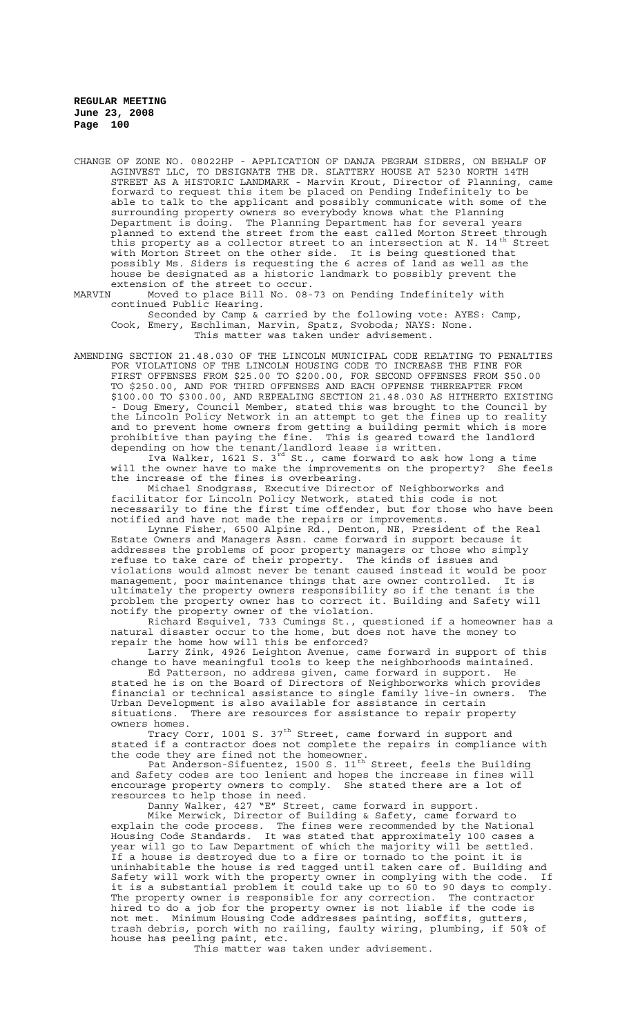CHANGE OF ZONE NO. 08022HP - APPLICATION OF DANJA PEGRAM SIDERS, ON BEHALF OF AGINVEST LLC, TO DESIGNATE THE DR. SLATTERY HOUSE AT 5230 NORTH 14TH STREET AS A HISTORIC LANDMARK - Marvin Krout, Director of Planning, came forward to request this item be placed on Pending Indefinitely to be able to talk to the applicant and possibly communicate with some of the surrounding property owners so everybody knows what the Planning Department is doing. The Planning Department has for several years planned to extend the street from the east called Morton Street through this property as a collector street to an intersection at N. 14th Street with Morton Street on the other side. It is being questioned that possibly Ms. Siders is requesting the 6 acres of land as well as the house be designated as a historic landmark to possibly prevent the extension of the street to occur.

MARVIN Moved to place Bill No. 08-73 on Pending Indefinitely with continued Public Hearing.

Seconded by Camp & carried by the following vote: AYES: Camp, Cook, Emery, Eschliman, Marvin, Spatz, Svoboda; NAYS: None.

This matter was taken under advisement.

AMENDING SECTION 21.48.030 OF THE LINCOLN MUNICIPAL CODE RELATING TO PENALTIES FOR VIOLATIONS OF THE LINCOLN HOUSING CODE TO INCREASE THE FINE FOR FIRST OFFENSES FROM $25.00 TO $200.00, FOR SECOND OFFENSES FROM $50.00 TO $250.00, AND FOR THIRD OFFENSES AND EACH OFFENSE THEREAFTER FROM $100.00 TO $300.00, AND REPEALING SECTION 21.48.030 AS HITHERTO EXISTING - Doug Emery, Council Member, stated this was brought to the Council by the Lincoln Policy Network in an attempt to get the fines up to reality and to prevent home owners from getting a building permit which is more prohibitive than paying the fine. This is geared toward the landlord depending on how the tenant/landlord lease is written.

Iva Walker, 1621 S. 3rd St., came forward to ask how long a time will the owner have to make the improvements on the property? She feels the increase of the fines is overbearing.

Michael Snodgrass, Executive Director of Neighborworks and facilitator for Lincoln Policy Network, stated this code is not necessarily to fine the first time offender, but for those who have been notified and have not made the repairs or improvements.

Lynne Fisher, 6500 Alpine Rd., Denton, NE, President of the Real Estate Owners and Managers Assn. came forward in support because it addresses the problems of poor property managers or those who simply refuse to take care of their property. The kinds of issues and violations would almost never be tenant caused instead it would be poor management, poor maintenance things that are owner controlled. It is ultimately the property owners responsibility so if the tenant is the problem the property owner has to correct it. Building and Safety will notify the property owner of the violation.

Richard Esquivel, 733 Cumings St., questioned if a homeowner has a natural disaster occur to the home, but does not have the money to repair the home how will this be enforced?

Larry Zink, 4926 Leighton Avenue, came forward in support of this change to have meaningful tools to keep the neighborhoods maintained.

Ed Patterson, no address given, came forward in support. He stated he is on the Board of Directors of Neighborworks which provides financial or technical assistance to single family live-in owners. The Urban Development is also available for assistance in certain situations. There are resources for assistance to repair property owners homes.

Tracy Corr, 1001 S. 37th Street, came forward in support and stated if a contractor does not complete the repairs in compliance with the code they are fined not the homeowner.

Pat Anderson-Sifuentez, 1500 S. 11th Street, feels the Building and Safety codes are too lenient and hopes the increase in fines will encourage property owners to comply. She stated there are a lot of resources to help those in need.

Danny Walker, 427 "E" Street, came forward in support.

Mike Merwick, Director of Building & Safety, came forward to explain the code process. The fines were recommended by the National Housing Code Standards. It was stated that approximately 100 cases a year will go to Law Department of which the majority will be settled. If a house is destroyed due to a fire or tornado to the point it is uninhabitable the house is red tagged until taken care of. Building and Safety will work with the property owner in complying with the code. If it is a substantial problem it could take up to 60 to 90 days to comply. The property owner is responsible for any correction. The contractor hired to do a job for the property owner is not liable if the code is not met. Minimum Housing Code addresses painting, soffits, gutters, trash debris, porch with no railing, faulty wiring, plumbing, if 50% of house has peeling paint, etc.

This matter was taken under advisement.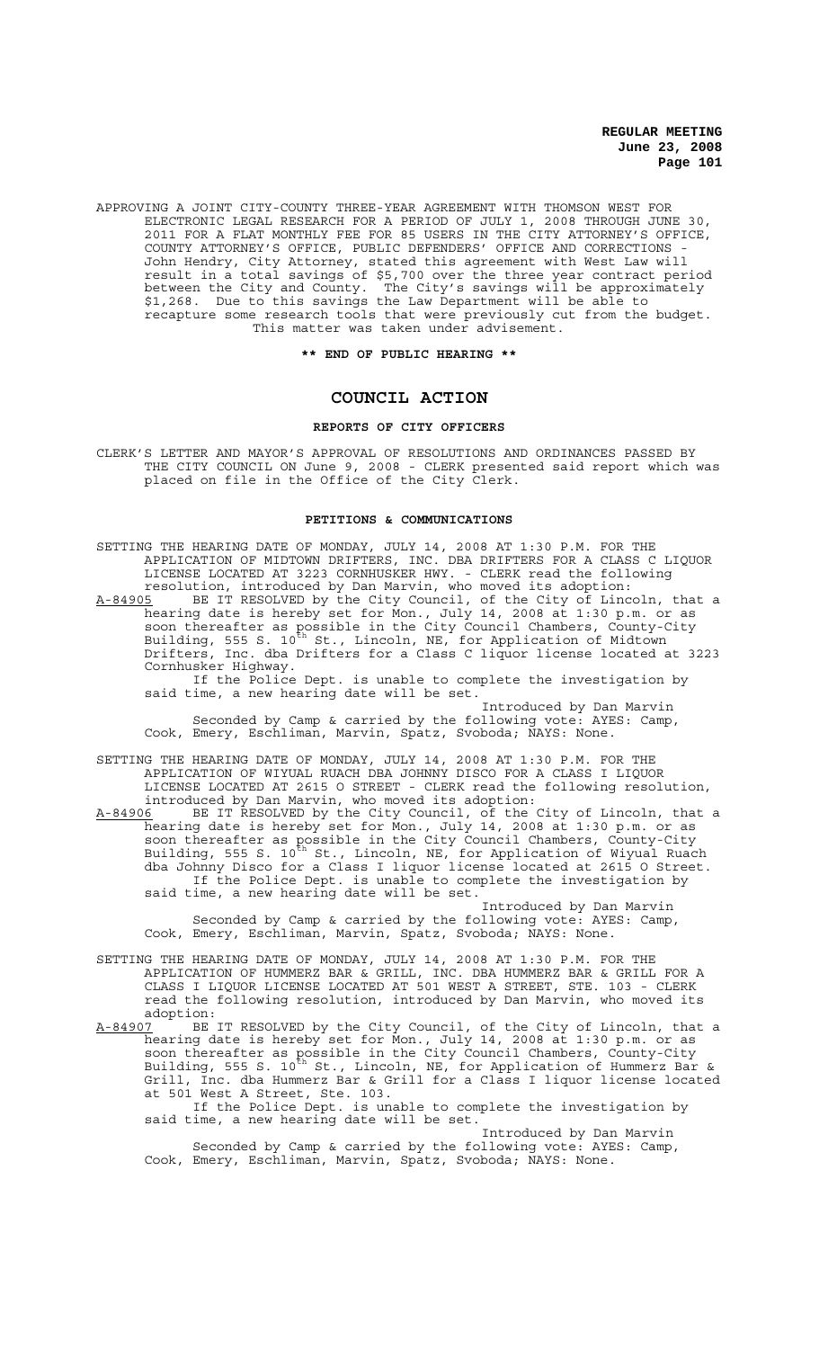APPROVING A JOINT CITY-COUNTY THREE-YEAR AGREEMENT WITH THOMSON WEST FOR ELECTRONIC LEGAL RESEARCH FOR A PERIOD OF JULY 1, 2008 THROUGH JUNE 30, 2011 FOR A FLAT MONTHLY FEE FOR 85 USERS IN THE CITY ATTORNEY'S OFFICE, COUNTY ATTORNEY'S OFFICE, PUBLIC DEFENDERS' OFFICE AND CORRECTIONS - John Hendry, City Attorney, stated this agreement with West Law will result in a total savings of $5,700 over the three year contract period between the City and County. The City's savings will be approximately $1,268. Due to this savings the Law Department will be able to recapture some research tools that were previously cut from the budget. This matter was taken under advisement.

**\*\* END OF PUBLIC HEARING \*\***

## COUNCIL ACTION

### REPORTS OF CITY OFFICERS

CLERK'S LETTER AND MAYOR'S APPROVAL OF RESOLUTIONS AND ORDINANCES PASSED BY THE CITY COUNCIL ON June 9, 2008 - CLERK presented said report which was placed on file in the Office of the City Clerk.

### PETITIONS & COMMUNICATIONS

SETTING THE HEARING DATE OF MONDAY, JULY 14, 2008 AT 1:30 P.M. FOR THE APPLICATION OF MIDTOWN DRIFTERS, INC. DBA DRIFTERS FOR A CLASS C LIQUOR LICENSE LOCATED AT 3223 CORNHUSKER HWY. - CLERK read the following resolution, introduced by Dan Marvin, who moved its adoption:

A-84905 BE IT RESOLVED by the City Council, of the City of Lincoln, that a hearing date is hereby set for Mon., July 14, 2008 at 1:30 p.m. or as soon thereafter as possible in the City Council Chambers, County-City Building, 555 S. 10th St., Lincoln, NE, for Application of Midtown Drifters, Inc. dba Drifters for a Class C liquor license located at 3223 Cornhusker Highway.

If the Police Dept. is unable to complete the investigation by said time, a new hearing date will be set.

Introduced by Dan Marvin

Seconded by Camp & carried by the following vote: AYES: Camp, Cook, Emery, Eschliman, Marvin, Spatz, Svoboda; NAYS: None.

SETTING THE HEARING DATE OF MONDAY, JULY 14, 2008 AT 1:30 P.M. FOR THE APPLICATION OF WIYUAL RUACH DBA JOHNNY DISCO FOR A CLASS I LIQUOR LICENSE LOCATED AT 2615 O STREET - CLERK read the following resolution, introduced by Dan Marvin, who moved its adoption:

A-84906 BE IT RESOLVED by the City Council, of the City of Lincoln, that a hearing date is hereby set for Mon., July 14, 2008 at 1:30 p.m. or as soon thereafter as possible in the City Council Chambers, County-City Building, 555 S. 10th St., Lincoln, NE, for Application of Wiyual Ruach dba Johnny Disco for a Class I liquor license located at 2615 O Street.

If the Police Dept. is unable to complete the investigation by said time, a new hearing date will be set.

Introduced by Dan Marvin

Seconded by Camp & carried by the following vote: AYES: Camp, Cook, Emery, Eschliman, Marvin, Spatz, Svoboda; NAYS: None.

SETTING THE HEARING DATE OF MONDAY, JULY 14, 2008 AT 1:30 P.M. FOR THE APPLICATION OF HUMMERZ BAR & GRILL, INC. DBA HUMMERZ BAR & GRILL FOR A CLASS I LIQUOR LICENSE LOCATED AT 501 WEST A STREET, STE. 103 - CLERK read the following resolution, introduced by Dan Marvin, who moved its adoption:

A-84907 BE IT RESOLVED by the City Council, of the City of Lincoln, that a hearing date is hereby set for Mon., July 14, 2008 at 1:30 p.m. or as soon thereafter as possible in the City Council Chambers, County-City Building, 555 S. 10th St., Lincoln, NE, for Application of Hummerz Bar & Grill, Inc. dba Hummerz Bar & Grill for a Class I liquor license located at 501 West A Street, Ste. 103.

If the Police Dept. is unable to complete the investigation by said time, a new hearing date will be set.

Introduced by Dan Marvin

Seconded by Camp & carried by the following vote: AYES: Camp, Cook, Emery, Eschliman, Marvin, Spatz, Svoboda; NAYS: None.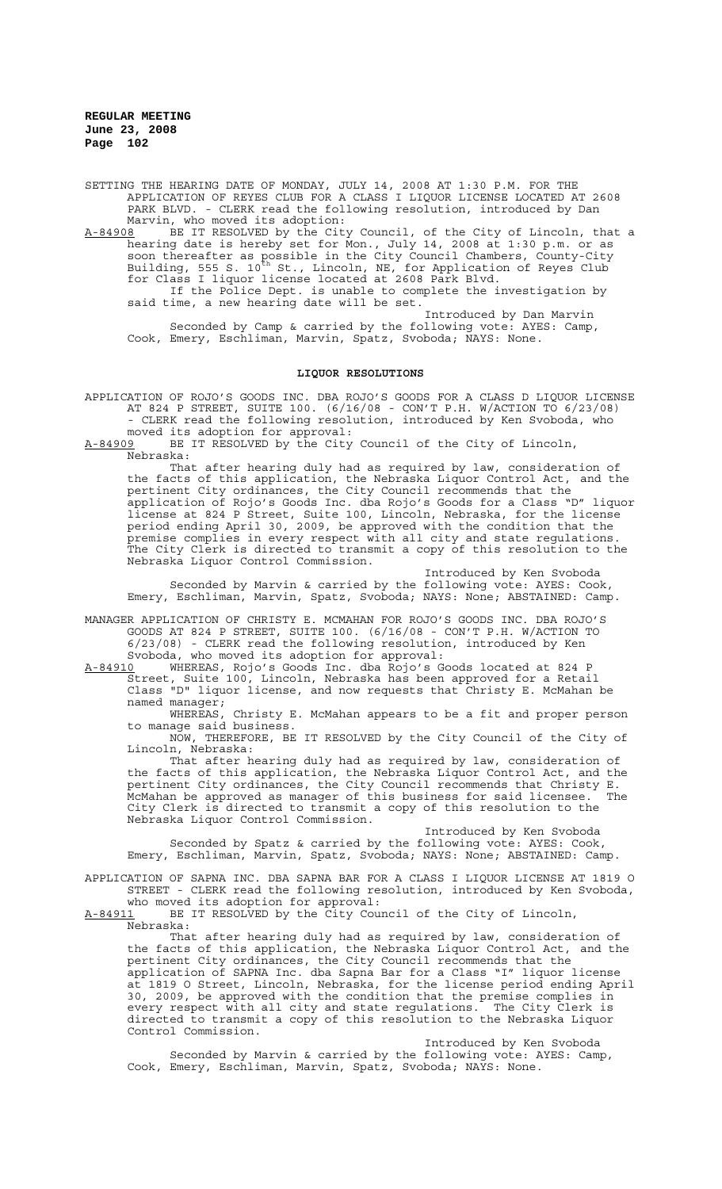SETTING THE HEARING DATE OF MONDAY, JULY 14, 2008 AT 1:30 P.M. FOR THE APPLICATION OF REYES CLUB FOR A CLASS I LIQUOR LICENSE LOCATED AT 2608 PARK BLVD. - CLERK read the following resolution, introduced by Dan Marvin, who moved its adoption:

A-84908 BE IT RESOLVED by the City Council, of the City of Lincoln, that a hearing date is hereby set for Mon., July 14, 2008 at 1:30 p.m. or as soon thereafter as possible in the City Council Chambers, County-City Building, 555 S. 10th St., Lincoln, NE, for Application of Reyes Club for Class I liquor license located at 2608 Park Blvd.

If the Police Dept. is unable to complete the investigation by said time, a new hearing date will be set.

Introduced by Dan Marvin

Seconded by Camp & carried by the following vote: AYES: Camp, Cook, Emery, Eschliman, Marvin, Spatz, Svoboda; NAYS: None.

## LIQUOR RESOLUTIONS

APPLICATION OF ROJO'S GOODS INC. DBA ROJO'S GOODS FOR A CLASS D LIQUOR LICENSE AT 824 P STREET, SUITE 100. (6/16/08 - CON'T P.H. W/ACTION TO 6/23/08) - CLERK read the following resolution, introduced by Ken Svoboda, who moved its adoption for approval:

A-84909 BE IT RESOLVED by the City Council of the City of Lincoln, Nebraska:

That after hearing duly had as required by law, consideration of the facts of this application, the Nebraska Liquor Control Act, and the pertinent City ordinances, the City Council recommends that the application of Rojo's Goods Inc. dba Rojo's Goods for a Class "D" liquor license at 824 P Street, Suite 100, Lincoln, Nebraska, for the license period ending April 30, 2009, be approved with the condition that the premise complies in every respect with all city and state regulations. The City Clerk is directed to transmit a copy of this resolution to the Nebraska Liquor Control Commission.

Introduced by Ken Svoboda

Seconded by Marvin & carried by the following vote: AYES: Cook, Emery, Eschliman, Marvin, Spatz, Svoboda; NAYS: None; ABSTAINED: Camp.

MANAGER APPLICATION OF CHRISTY E. MCMAHAN FOR ROJO'S GOODS INC. DBA ROJO'S GOODS AT 824 P STREET, SUITE 100. (6/16/08 - CON'T P.H. W/ACTION TO 6/23/08) - CLERK read the following resolution, introduced by Ken Svoboda, who moved its adoption for approval:

A-84910 WHEREAS, Rojo's Goods Inc. dba Rojo's Goods located at 824 P Street, Suite 100, Lincoln, Nebraska has been approved for a Retail Class "D" liquor license, and now requests that Christy E. McMahan be named manager;

WHEREAS, Christy E. McMahan appears to be a fit and proper person to manage said business.

NOW, THEREFORE, BE IT RESOLVED by the City Council of the City of Lincoln, Nebraska:

That after hearing duly had as required by law, consideration of the facts of this application, the Nebraska Liquor Control Act, and the pertinent City ordinances, the City Council recommends that Christy E. McMahan be approved as manager of this business for said licensee. The City Clerk is directed to transmit a copy of this resolution to the Nebraska Liquor Control Commission.

Introduced by Ken Svoboda

Seconded by Spatz & carried by the following vote: AYES: Cook, Emery, Eschliman, Marvin, Spatz, Svoboda; NAYS: None; ABSTAINED: Camp.

APPLICATION OF SAPNA INC. DBA SAPNA BAR FOR A CLASS I LIQUOR LICENSE AT 1819 O STREET - CLERK read the following resolution, introduced by Ken Svoboda, who moved its adoption for approval:

A-84911 BE IT RESOLVED by the City Council of the City of Lincoln, Nebraska:

That after hearing duly had as required by law, consideration of the facts of this application, the Nebraska Liquor Control Act, and the pertinent City ordinances, the City Council recommends that the application of SAPNA Inc. dba Sapna Bar for a Class "I" liquor license at 1819 O Street, Lincoln, Nebraska, for the license period ending April 30, 2009, be approved with the condition that the premise complies in every respect with all city and state regulations. The City Clerk is directed to transmit a copy of this resolution to the Nebraska Liquor Control Commission.

Introduced by Ken Svoboda

Seconded by Marvin & carried by the following vote: AYES: Camp, Cook, Emery, Eschliman, Marvin, Spatz, Svoboda; NAYS: None.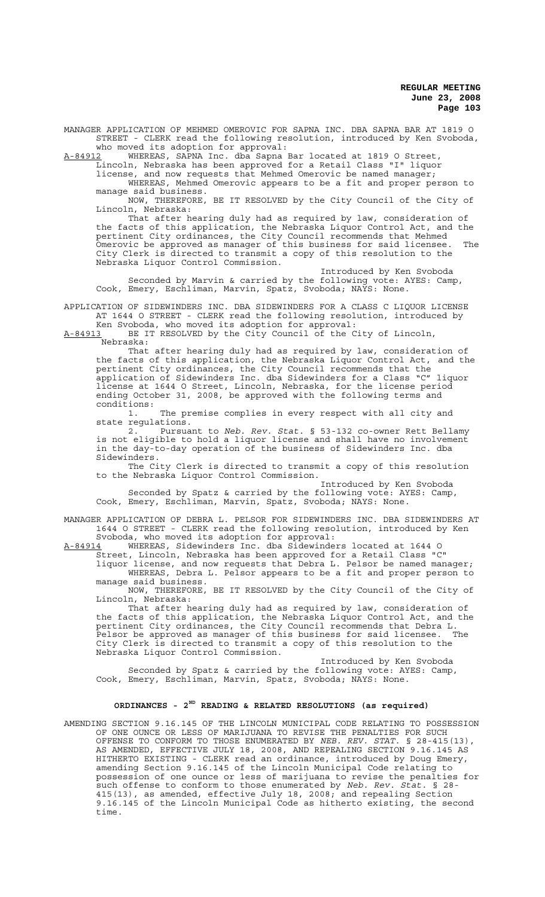MANAGER APPLICATION OF MEHMED OMEROVIC FOR SAPNA INC. DBA SAPNA BAR AT 1819 O STREET - CLERK read the following resolution, introduced by Ken Svoboda, who moved its adoption for approval:

A-84912 WHEREAS, SAPNA Inc. dba Sapna Bar located at 1819 O Street, Lincoln, Nebraska has been approved for a Retail Class "I" liquor license, and now requests that Mehmed Omerovic be named manager;

WHEREAS, Mehmed Omerovic appears to be a fit and proper person to manage said business.

NOW, THEREFORE, BE IT RESOLVED by the City Council of the City of Lincoln, Nebraska:

That after hearing duly had as required by law, consideration of the facts of this application, the Nebraska Liquor Control Act, and the pertinent City ordinances, the City Council recommends that Mehmed Omerovic be approved as manager of this business for said licensee. The City Clerk is directed to transmit a copy of this resolution to the Nebraska Liquor Control Commission.

Introduced by Ken Svoboda

Seconded by Marvin & carried by the following vote: AYES: Camp, Cook, Emery, Eschliman, Marvin, Spatz, Svoboda; NAYS: None.

APPLICATION OF SIDEWINDERS INC. DBA SIDEWINDERS FOR A CLASS C LIQUOR LICENSE AT 1644 O STREET - CLERK read the following resolution, introduced by Ken Svoboda, who moved its adoption for approval:

A-84913 BE IT RESOLVED by the City Council of the City of Lincoln, Nebraska:

That after hearing duly had as required by law, consideration of the facts of this application, the Nebraska Liquor Control Act, and the pertinent City ordinances, the City Council recommends that the application of Sidewinders Inc. dba Sidewinders for a Class "C" liquor license at 1644 O Street, Lincoln, Nebraska, for the license period ending October 31, 2008, be approved with the following terms and conditions:

1. The premise complies in every respect with all city and state regulations.

2. Pursuant to *Neb. Rev. Stat.* § 53-132 co-owner Rett Bellamy is not eligible to hold a liquor license and shall have no involvement in the day-to-day operation of the business of Sidewinders Inc. dba Sidewinders.

The City Clerk is directed to transmit a copy of this resolution to the Nebraska Liquor Control Commission.

Introduced by Ken Svoboda

Seconded by Spatz & carried by the following vote: AYES: Camp, Cook, Emery, Eschliman, Marvin, Spatz, Svoboda; NAYS: None.

MANAGER APPLICATION OF DEBRA L. PELSOR FOR SIDEWINDERS INC. DBA SIDEWINDERS AT 1644 O STREET - CLERK read the following resolution, introduced by Ken Svoboda, who moved its adoption for approval:

A-84914 WHEREAS, Sidewinders Inc. dba Sidewinders located at 1644 O Street, Lincoln, Nebraska has been approved for a Retail Class "C" liquor license, and now requests that Debra L. Pelsor be named manager;

WHEREAS, Debra L. Pelsor appears to be a fit and proper person to manage said business.

NOW, THEREFORE, BE IT RESOLVED by the City Council of the City of Lincoln, Nebraska:

That after hearing duly had as required by law, consideration of the facts of this application, the Nebraska Liquor Control Act, and the pertinent City ordinances, the City Council recommends that Debra L. Pelsor be approved as manager of this business for said licensee. The City Clerk is directed to transmit a copy of this resolution to the Nebraska Liquor Control Commission.

Introduced by Ken Svoboda

Seconded by Spatz & carried by the following vote: AYES: Camp, Cook, Emery, Eschliman, Marvin, Spatz, Svoboda; NAYS: None.

## ORDINANCES - 2ND READING & RELATED RESOLUTIONS (as required)

AMENDING SECTION 9.16.145 OF THE LINCOLN MUNICIPAL CODE RELATING TO POSSESSION OF ONE OUNCE OR LESS OF MARIJUANA TO REVISE THE PENALTIES FOR SUCH OFFENSE TO CONFORM TO THOSE ENUMERATED BY *NEB. REV. STAT.* § 28-415(13), AS AMENDED, EFFECTIVE JULY 18, 2008, AND REPEALING SECTION 9.16.145 AS HITHERTO EXISTING - CLERK read an ordinance, introduced by Doug Emery, amending Section 9.16.145 of the Lincoln Municipal Code relating to possession of one ounce or less of marijuana to revise the penalties for such offense to conform to those enumerated by *Neb. Rev. Stat.* § 28-415(13), as amended, effective July 18, 2008; and repealing Section 9.16.145 of the Lincoln Municipal Code as hitherto existing, the second time.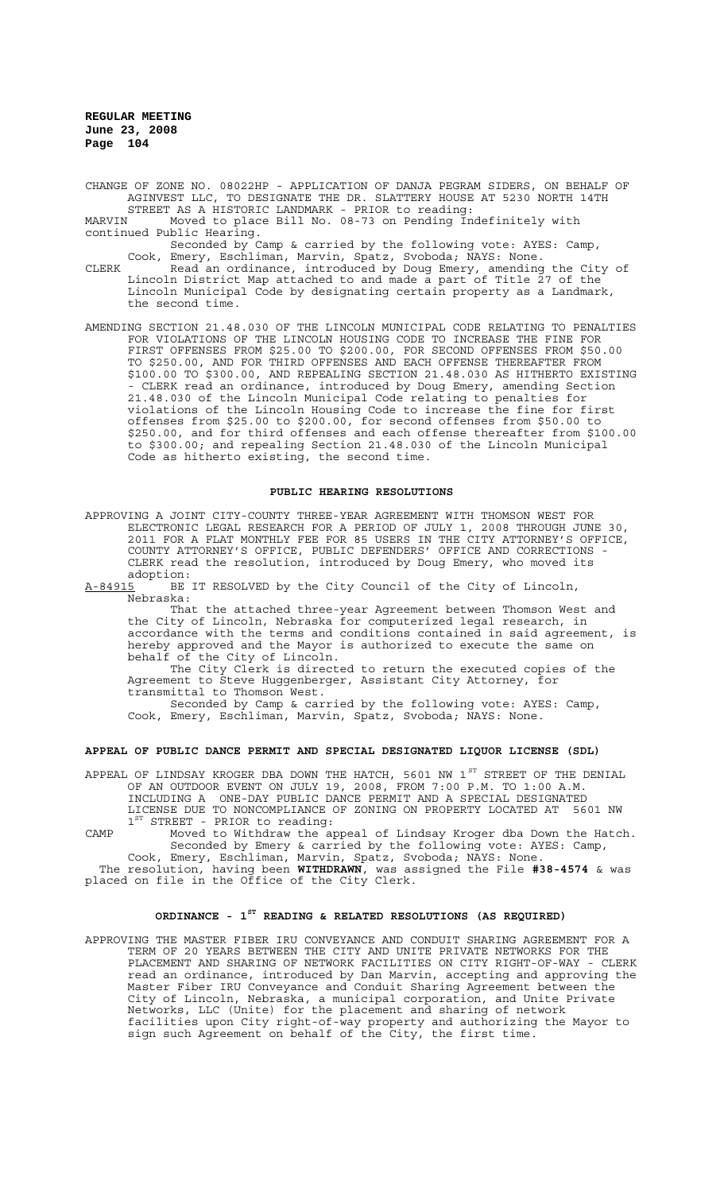CHANGE OF ZONE NO. 08022HP - APPLICATION OF DANJA PEGRAM SIDERS, ON BEHALF OF AGINVEST LLC, TO DESIGNATE THE DR. SLATTERY HOUSE AT 5230 NORTH 14TH STREET AS A HISTORIC LANDMARK - PRIOR to reading:

MARVIN Moved to place Bill No. 08-73 on Pending Indefinitely with continued Public Hearing.

Seconded by Camp & carried by the following vote: AYES: Camp, Cook, Emery, Eschliman, Marvin, Spatz, Svoboda; NAYS: None.

CLERK Read an ordinance, introduced by Doug Emery, amending the City of Lincoln District Map attached to and made a part of Title 27 of the Lincoln Municipal Code by designating certain property as a Landmark, the second time.

AMENDING SECTION 21.48.030 OF THE LINCOLN MUNICIPAL CODE RELATING TO PENALTIES FOR VIOLATIONS OF THE LINCOLN HOUSING CODE TO INCREASE THE FINE FOR FIRST OFFENSES FROM $25.00 TO $200.00, FOR SECOND OFFENSES FROM $50.00 TO $250.00, AND FOR THIRD OFFENSES AND EACH OFFENSE THEREAFTER FROM $100.00 TO $300.00, AND REPEALING SECTION 21.48.030 AS HITHERTO EXISTING - CLERK read an ordinance, introduced by Doug Emery, amending Section 21.48.030 of the Lincoln Municipal Code relating to penalties for violations of the Lincoln Housing Code to increase the fine for first offenses from $25.00 to $200.00, for second offenses from $50.00 to $250.00, and for third offenses and each offense thereafter from $100.00 to $300.00; and repealing Section 21.48.030 of the Lincoln Municipal Code as hitherto existing, the second time.

## PUBLIC HEARING RESOLUTIONS

APPROVING A JOINT CITY-COUNTY THREE-YEAR AGREEMENT WITH THOMSON WEST FOR ELECTRONIC LEGAL RESEARCH FOR A PERIOD OF JULY 1, 2008 THROUGH JUNE 30, 2011 FOR A FLAT MONTHLY FEE FOR 85 USERS IN THE CITY ATTORNEY'S OFFICE, COUNTY ATTORNEY'S OFFICE, PUBLIC DEFENDERS' OFFICE AND CORRECTIONS - CLERK read the resolution, introduced by Doug Emery, who moved its adoption:

A-84915 BE IT RESOLVED by the City Council of the City of Lincoln, Nebraska:

That the attached three-year Agreement between Thomson West and the City of Lincoln, Nebraska for computerized legal research, in accordance with the terms and conditions contained in said agreement, is hereby approved and the Mayor is authorized to execute the same on behalf of the City of Lincoln.

The City Clerk is directed to return the executed copies of the Agreement to Steve Huggenberger, Assistant City Attorney, for transmittal to Thomson West.

Seconded by Camp & carried by the following vote: AYES: Camp, Cook, Emery, Eschliman, Marvin, Spatz, Svoboda; NAYS: None.

## APPEAL OF PUBLIC DANCE PERMIT AND SPECIAL DESIGNATED LIQUOR LICENSE (SDL)

APPEAL OF LINDSAY KROGER DBA DOWN THE HATCH, 5601 NW 1ST STREET OF THE DENIAL OF AN OUTDOOR EVENT ON JULY 19, 2008, FROM 7:00 P.M. TO 1:00 A.M. INCLUDING A ONE-DAY PUBLIC DANCE PERMIT AND A SPECIAL DESIGNATED LICENSE DUE TO NONCOMPLIANCE OF ZONING ON PROPERTY LOCATED AT 5601 NW 1ST STREET - PRIOR to reading:

CAMP Moved to Withdraw the appeal of Lindsay Kroger dba Down the Hatch.

Seconded by Emery & carried by the following vote: AYES: Camp, Cook, Emery, Eschliman, Marvin, Spatz, Svoboda; NAYS: None.

The resolution, having been **WITHDRAWN**, was assigned the File **#38-4574** & was placed on file in the Office of the City Clerk.

## ORDINANCE - 1ST READING & RELATED RESOLUTIONS (AS REQUIRED)

APPROVING THE MASTER FIBER IRU CONVEYANCE AND CONDUIT SHARING AGREEMENT FOR A TERM OF 20 YEARS BETWEEN THE CITY AND UNITE PRIVATE NETWORKS FOR THE PLACEMENT AND SHARING OF NETWORK FACILITIES ON CITY RIGHT-OF-WAY - CLERK read an ordinance, introduced by Dan Marvin, accepting and approving the Master Fiber IRU Conveyance and Conduit Sharing Agreement between the City of Lincoln, Nebraska, a municipal corporation, and Unite Private Networks, LLC (Unite) for the placement and sharing of network facilities upon City right-of-way property and authorizing the Mayor to sign such Agreement on behalf of the City, the first time.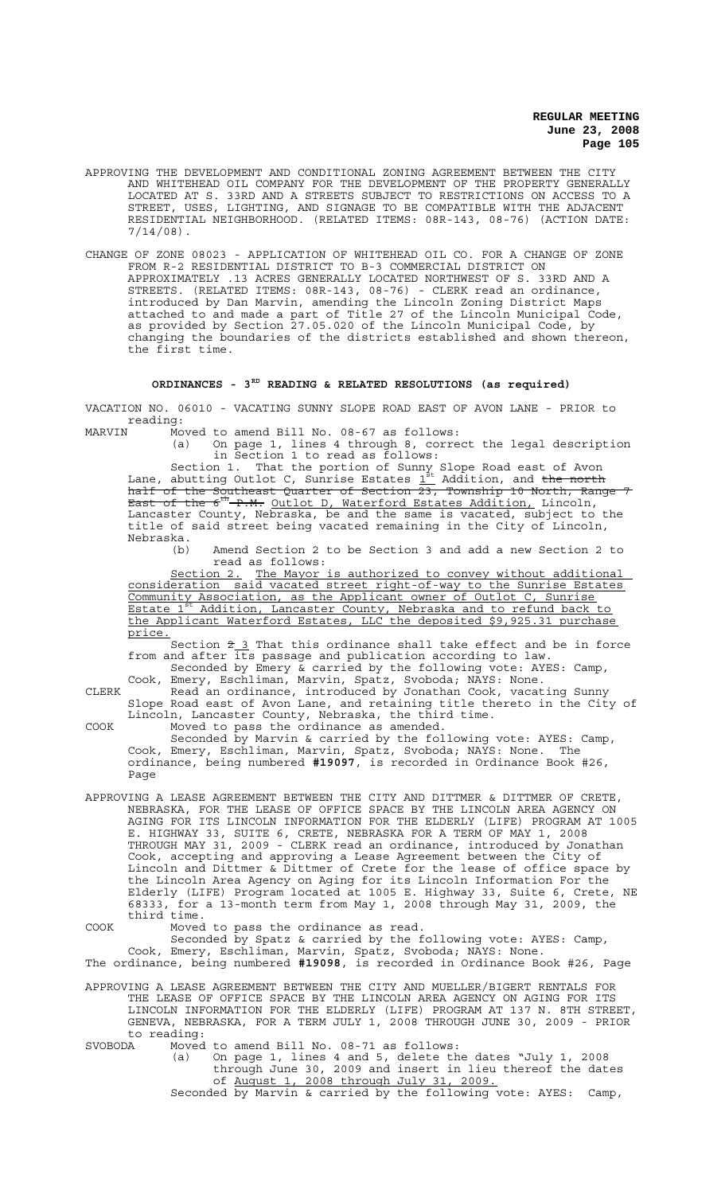APPROVING THE DEVELOPMENT AND CONDITIONAL ZONING AGREEMENT BETWEEN THE CITY AND WHITEHEAD OIL COMPANY FOR THE DEVELOPMENT OF THE PROPERTY GENERALLY LOCATED AT S. 33RD AND A STREETS SUBJECT TO RESTRICTIONS ON ACCESS TO A STREET, USES, LIGHTING, AND SIGNAGE TO BE COMPATIBLE WITH THE ADJACENT RESIDENTIAL NEIGHBORHOOD. (RELATED ITEMS: 08R-143, 08-76) (ACTION DATE: 7/14/08).

CHANGE OF ZONE 08023 - APPLICATION OF WHITEHEAD OIL CO. FOR A CHANGE OF ZONE FROM R-2 RESIDENTIAL DISTRICT TO B-3 COMMERCIAL DISTRICT ON APPROXIMATELY .13 ACRES GENERALLY LOCATED NORTHWEST OF S. 33RD AND A STREETS. (RELATED ITEMS: 08R-143, 08-76) - CLERK read an ordinance, introduced by Dan Marvin, amending the Lincoln Zoning District Maps attached to and made a part of Title 27 of the Lincoln Municipal Code, as provided by Section 27.05.020 of the Lincoln Municipal Code, by changing the boundaries of the districts established and shown thereon, the first time.

## ORDINANCES - 3RD READING & RELATED RESOLUTIONS (as required)

VACATION NO. 06010 - VACATING SUNNY SLOPE ROAD EAST OF AVON LANE - PRIOR to reading:

MARVIN Moved to amend Bill No. 08-67 as follows:

(a) On page 1, lines 4 through 8, correct the legal description in Section 1 to read as follows:

Section 1. That the portion of Sunny Slope Road east of Avon Lane, abutting Outlot C, Sunrise Estates 1st Addition, and ~~the north half of the Southeast Quarter of Section 23, Township 10 North, Range 7 East of the 6th P.M.~~ Outlot D, Waterford Estates Addition, Lincoln, Lancaster County, Nebraska, be and the same is vacated, subject to the title of said street being vacated remaining in the City of Lincoln, Nebraska.

(b) Amend Section 2 to be Section 3 and add a new Section 2 to read as follows:

Section 2. The Mayor is authorized to convey without additional consideration said vacated street right-of-way to the Sunrise Estates Community Association, as the Applicant owner of Outlot C, Sunrise Estate 1st Addition, Lancaster County, Nebraska and to refund back to the Applicant Waterford Estates, LLC the deposited $9,925.31 purchase price.

Section ~~2~~ 3 That this ordinance shall take effect and be in force from and after its passage and publication according to law.

Seconded by Emery & carried by the following vote: AYES: Camp, Cook, Emery, Eschliman, Marvin, Spatz, Svoboda; NAYS: None.

CLERK Read an ordinance, introduced by Jonathan Cook, vacating Sunny Slope Road east of Avon Lane, and retaining title thereto in the City of Lincoln, Lancaster County, Nebraska, the third time.

COOK Moved to pass the ordinance as amended.

Seconded by Marvin & carried by the following vote: AYES: Camp, Cook, Emery, Eschliman, Marvin, Spatz, Svoboda; NAYS: None. The ordinance, being numbered **#19097**, is recorded in Ordinance Book #26, Page

APPROVING A LEASE AGREEMENT BETWEEN THE CITY AND DITTMER & DITTMER OF CRETE, NEBRASKA, FOR THE LEASE OF OFFICE SPACE BY THE LINCOLN AREA AGENCY ON AGING FOR ITS LINCOLN INFORMATION FOR THE ELDERLY (LIFE) PROGRAM AT 1005 E. HIGHWAY 33, SUITE 6, CRETE, NEBRASKA FOR A TERM OF MAY 1, 2008 THROUGH MAY 31, 2009 - CLERK read an ordinance, introduced by Jonathan Cook, accepting and approving a Lease Agreement between the City of Lincoln and Dittmer & Dittmer of Crete for the lease of office space by the Lincoln Area Agency on Aging for its Lincoln Information For the Elderly (LIFE) Program located at 1005 E. Highway 33, Suite 6, Crete, NE 68333, for a 13-month term from May 1, 2008 through May 31, 2009, the third time.

COOK Moved to pass the ordinance as read.

Seconded by Spatz & carried by the following vote: AYES: Camp, Cook, Emery, Eschliman, Marvin, Spatz, Svoboda; NAYS: None.

The ordinance, being numbered **#19098**, is recorded in Ordinance Book #26, Page

APPROVING A LEASE AGREEMENT BETWEEN THE CITY AND MUELLER/BIGERT RENTALS FOR THE LEASE OF OFFICE SPACE BY THE LINCOLN AREA AGENCY ON AGING FOR ITS LINCOLN INFORMATION FOR THE ELDERLY (LIFE) PROGRAM AT 137 N. 8TH STREET, GENEVA, NEBRASKA, FOR A TERM JULY 1, 2008 THROUGH JUNE 30, 2009 - PRIOR to reading:

SVOBODA Moved to amend Bill No. 08-71 as follows:

(a) On page 1, lines 4 and 5, delete the dates "July 1, 2008 through June 30, 2009 and insert in lieu thereof the dates of August 1, 2008 through July 31, 2009.

Seconded by Marvin & carried by the following vote: AYES: Camp,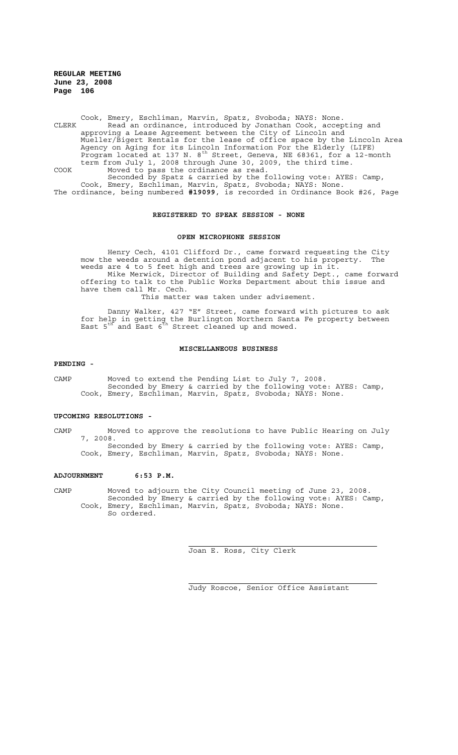Cook, Emery, Eschliman, Marvin, Spatz, Svoboda; NAYS: None.

CLERK Read an ordinance, introduced by Jonathan Cook, accepting and approving a Lease Agreement between the City of Lincoln and Mueller/Bigert Rentals for the lease of office space by the Lincoln Area Agency on Aging for its Lincoln Information For the Elderly (LIFE) Program located at 137 N. 8th Street, Geneva, NE 68361, for a 12-month term from July 1, 2008 through June 30, 2009, the third time.

COOK Moved to pass the ordinance as read.
Seconded by Spatz & carried by the following vote: AYES: Camp, Cook, Emery, Eschliman, Marvin, Spatz, Svoboda; NAYS: None.

The ordinance, being numbered **#19099**, is recorded in Ordinance Book #26, Page

## REGISTERED TO SPEAK SESSION - NONE

## OPEN MICROPHONE SESSION

Henry Cech, 4101 Clifford Dr., came forward requesting the City mow the weeds around a detention pond adjacent to his property. The weeds are 4 to 5 feet high and trees are growing up in it.

Mike Merwick, Director of Building and Safety Dept., came forward offering to talk to the Public Works Department about this issue and have them call Mr. Cech.

This matter was taken under advisement.

Danny Walker, 427 "E" Street, came forward with pictures to ask for help in getting the Burlington Northern Santa Fe property between East 5th and East 6th Street cleaned up and mowed.

## MISCELLANEOUS BUSINESS

**PENDING -**

CAMP Moved to extend the Pending List to July 7, 2008.
Seconded by Emery & carried by the following vote: AYES: Camp, Cook, Emery, Eschliman, Marvin, Spatz, Svoboda; NAYS: None.

**UPCOMING RESOLUTIONS -**

CAMP Moved to approve the resolutions to have Public Hearing on July 7, 2008.
Seconded by Emery & carried by the following vote: AYES: Camp, Cook, Emery, Eschliman, Marvin, Spatz, Svoboda; NAYS: None.

**ADJOURNMENT 6:53 P.M.**

CAMP Moved to adjourn the City Council meeting of June 23, 2008.
Seconded by Emery & carried by the following vote: AYES: Camp, Cook, Emery, Eschliman, Marvin, Spatz, Svoboda; NAYS: None.
So ordered.

Joan E. Ross, City Clerk

Judy Roscoe, Senior Office Assistant